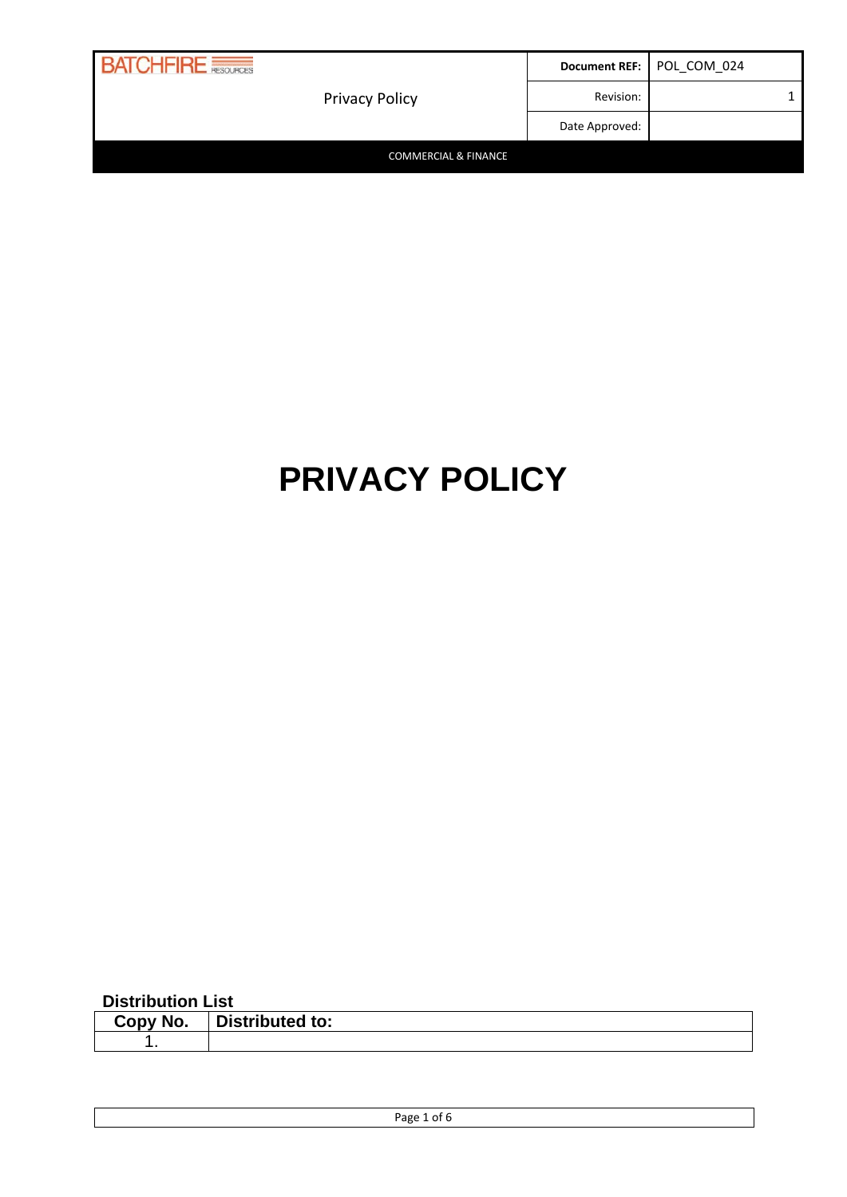| BATCHFIRE RESOURCES | Privacy Policy | Document REF: | POL_COM_024 |
|---|---|---|---|
| | | Revision: | 1 |
| | | Date Approved: | |
| COMMERCIAL & FINANCE | | | |

# PRIVACY POLICY

**Distribution List**

| Copy No. | Distributed to: |
|---|---|
| 1. | |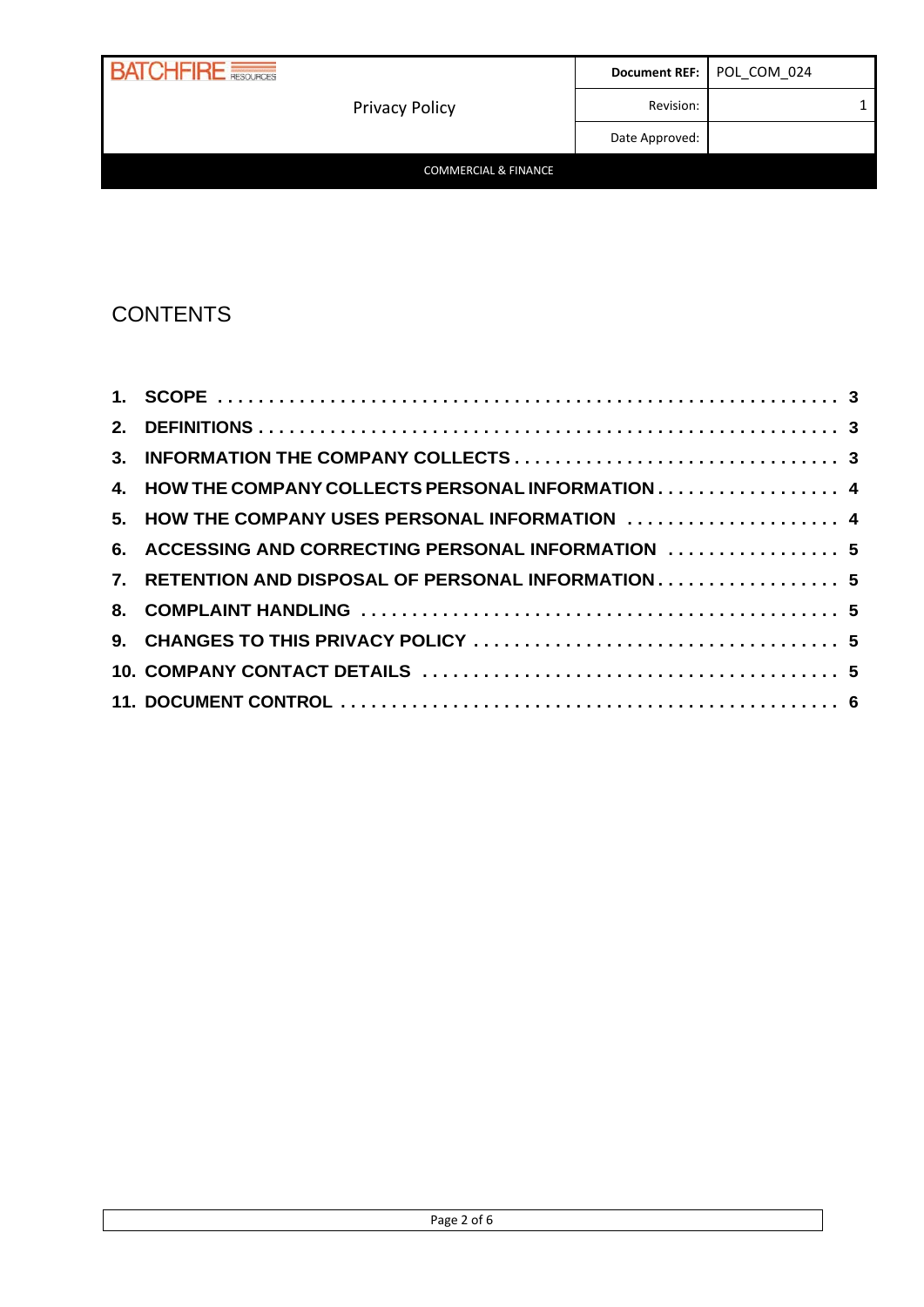# CONTENTS

1. SCOPE ..... 3
2. DEFINITIONS ..... 3
3. INFORMATION THE COMPANY COLLECTS ..... 3
4. HOW THE COMPANY COLLECTS PERSONAL INFORMATION ..... 4
5. HOW THE COMPANY USES PERSONAL INFORMATION ..... 4
6. ACCESSING AND CORRECTING PERSONAL INFORMATION ..... 5
7. RETENTION AND DISPOSAL OF PERSONAL INFORMATION ..... 5
8. COMPLAINT HANDLING ..... 5
9. CHANGES TO THIS PRIVACY POLICY ..... 5
10. COMPANY CONTACT DETAILS ..... 5
11. DOCUMENT CONTROL ..... 6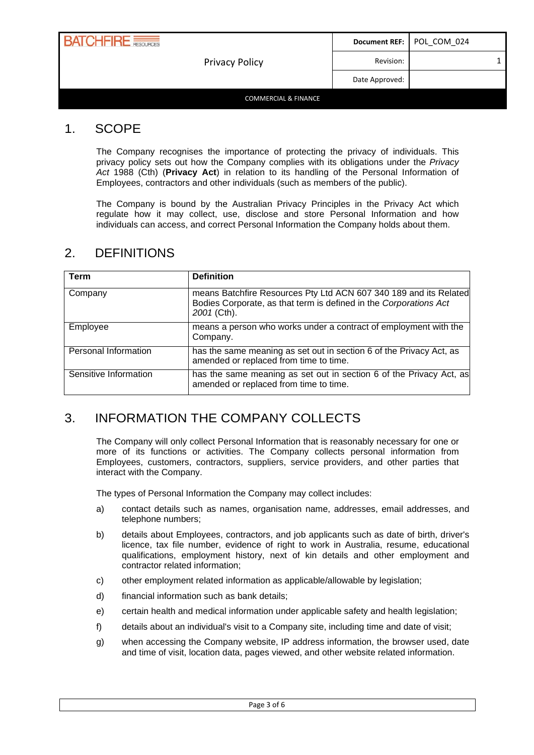# 1. SCOPE

The Company recognises the importance of protecting the privacy of individuals. This privacy policy sets out how the Company complies with its obligations under the *Privacy Act* 1988 (Cth) (**Privacy Act**) in relation to its handling of the Personal Information of Employees, contractors and other individuals (such as members of the public).

The Company is bound by the Australian Privacy Principles in the Privacy Act which regulate how it may collect, use, disclose and store Personal Information and how individuals can access, and correct Personal Information the Company holds about them.

# 2. DEFINITIONS

| Term | Definition |
|---|---|
| Company | means Batchfire Resources Pty Ltd ACN 607 340 189 and its Related Bodies Corporate, as that term is defined in the *Corporations Act 2001* (Cth). |
| Employee | means a person who works under a contract of employment with the Company. |
| Personal Information | has the same meaning as set out in section 6 of the Privacy Act, as amended or replaced from time to time. |
| Sensitive Information | has the same meaning as set out in section 6 of the Privacy Act, as amended or replaced from time to time. |

# 3. INFORMATION THE COMPANY COLLECTS

The Company will only collect Personal Information that is reasonably necessary for one or more of its functions or activities. The Company collects personal information from Employees, customers, contractors, suppliers, service providers, and other parties that interact with the Company.

The types of Personal Information the Company may collect includes:

a) contact details such as names, organisation name, addresses, email addresses, and telephone numbers;

b) details about Employees, contractors, and job applicants such as date of birth, driver's licence, tax file number, evidence of right to work in Australia, resume, educational qualifications, employment history, next of kin details and other employment and contractor related information;

c) other employment related information as applicable/allowable by legislation;

d) financial information such as bank details;

e) certain health and medical information under applicable safety and health legislation;

f) details about an individual's visit to a Company site, including time and date of visit;

g) when accessing the Company website, IP address information, the browser used, date and time of visit, location data, pages viewed, and other website related information.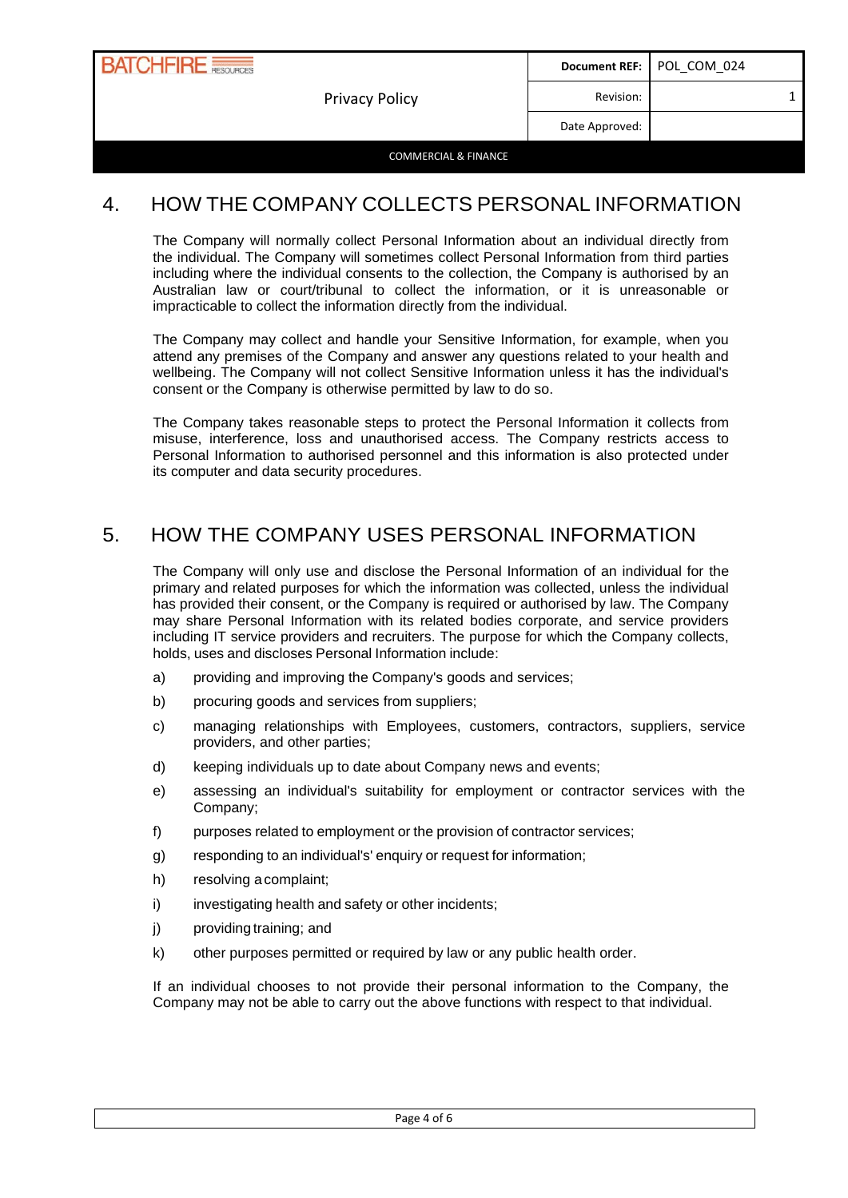## 4. HOW THE COMPANY COLLECTS PERSONAL INFORMATION

The Company will normally collect Personal Information about an individual directly from the individual. The Company will sometimes collect Personal Information from third parties including where the individual consents to the collection, the Company is authorised by an Australian law or court/tribunal to collect the information, or it is unreasonable or impracticable to collect the information directly from the individual.

The Company may collect and handle your Sensitive Information, for example, when you attend any premises of the Company and answer any questions related to your health and wellbeing. The Company will not collect Sensitive Information unless it has the individual's consent or the Company is otherwise permitted by law to do so.

The Company takes reasonable steps to protect the Personal Information it collects from misuse, interference, loss and unauthorised access. The Company restricts access to Personal Information to authorised personnel and this information is also protected under its computer and data security procedures.

## 5. HOW THE COMPANY USES PERSONAL INFORMATION

The Company will only use and disclose the Personal Information of an individual for the primary and related purposes for which the information was collected, unless the individual has provided their consent, or the Company is required or authorised by law. The Company may share Personal Information with its related bodies corporate, and service providers including IT service providers and recruiters. The purpose for which the Company collects, holds, uses and discloses Personal Information include:

a) providing and improving the Company's goods and services;

b) procuring goods and services from suppliers;

c) managing relationships with Employees, customers, contractors, suppliers, service providers, and other parties;

d) keeping individuals up to date about Company news and events;

e) assessing an individual's suitability for employment or contractor services with the Company;

f) purposes related to employment or the provision of contractor services;

g) responding to an individual's' enquiry or request for information;

h) resolving a complaint;

i) investigating health and safety or other incidents;

j) providing training; and

k) other purposes permitted or required by law or any public health order.

If an individual chooses to not provide their personal information to the Company, the Company may not be able to carry out the above functions with respect to that individual.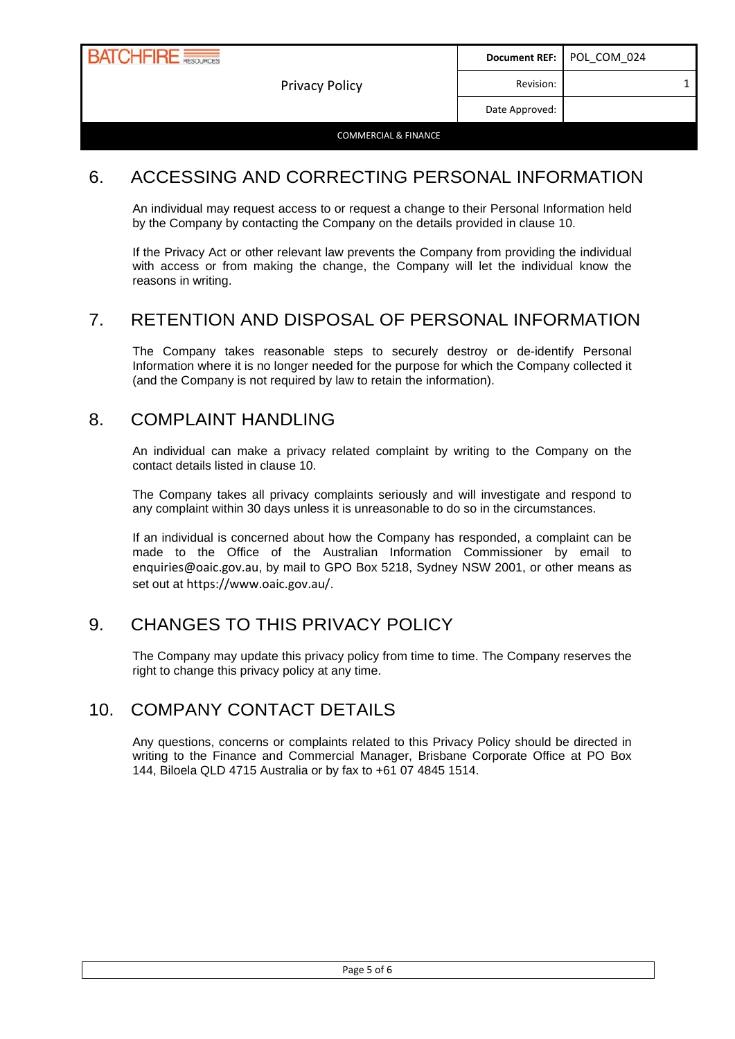## 6. ACCESSING AND CORRECTING PERSONAL INFORMATION

An individual may request access to or request a change to their Personal Information held by the Company by contacting the Company on the details provided in clause 10.

If the Privacy Act or other relevant law prevents the Company from providing the individual with access or from making the change, the Company will let the individual know the reasons in writing.

## 7. RETENTION AND DISPOSAL OF PERSONAL INFORMATION

The Company takes reasonable steps to securely destroy or de-identify Personal Information where it is no longer needed for the purpose for which the Company collected it (and the Company is not required by law to retain the information).

## 8. COMPLAINT HANDLING

An individual can make a privacy related complaint by writing to the Company on the contact details listed in clause 10.

The Company takes all privacy complaints seriously and will investigate and respond to any complaint within 30 days unless it is unreasonable to do so in the circumstances.

If an individual is concerned about how the Company has responded, a complaint can be made to the Office of the Australian Information Commissioner by email to enquiries@oaic.gov.au, by mail to GPO Box 5218, Sydney NSW 2001, or other means as set out at https://www.oaic.gov.au/.

## 9. CHANGES TO THIS PRIVACY POLICY

The Company may update this privacy policy from time to time. The Company reserves the right to change this privacy policy at any time.

## 10. COMPANY CONTACT DETAILS

Any questions, concerns or complaints related to this Privacy Policy should be directed in writing to the Finance and Commercial Manager, Brisbane Corporate Office at PO Box 144, Biloela QLD 4715 Australia or by fax to +61 07 4845 1514.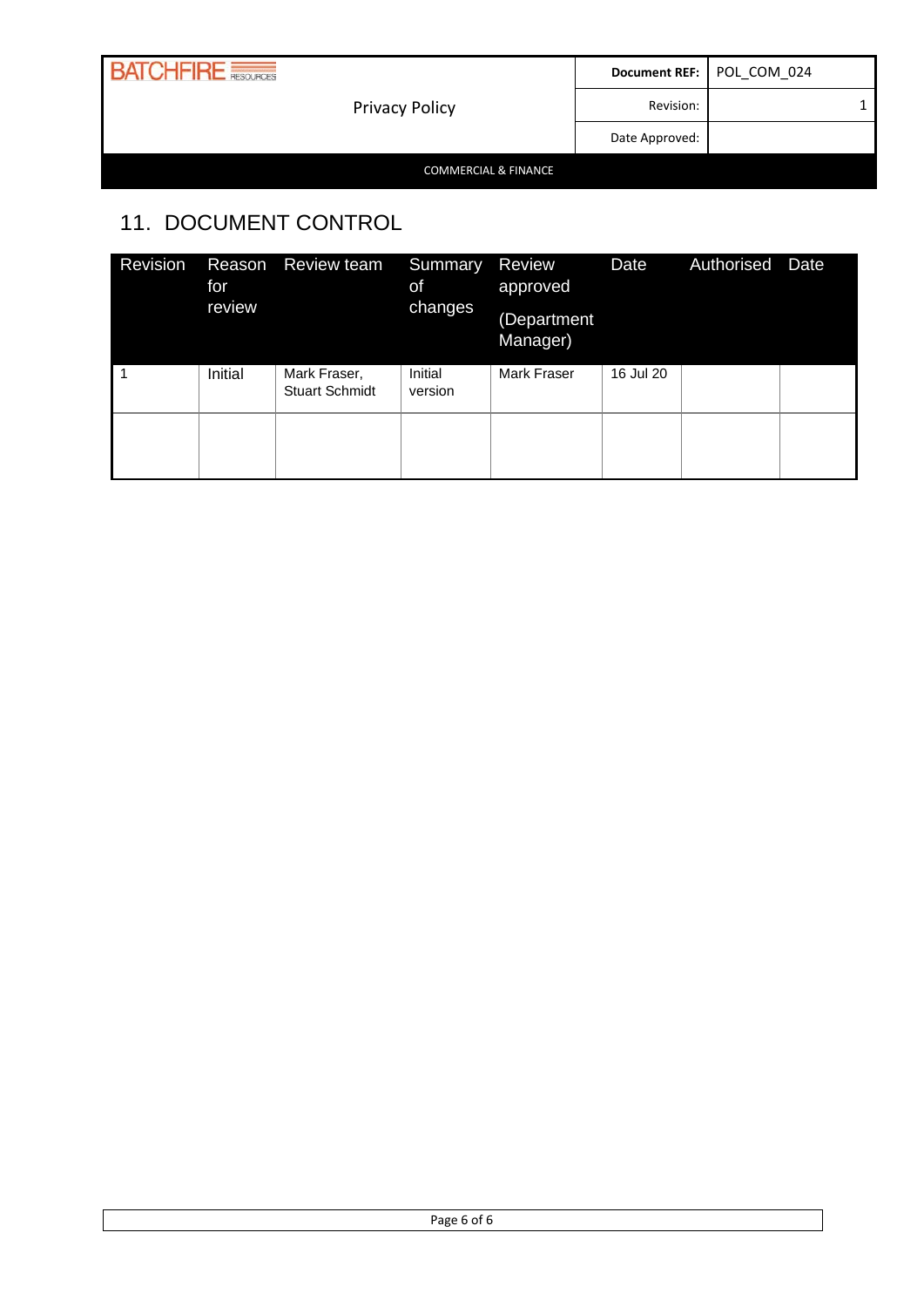## 11. DOCUMENT CONTROL

| Revision | Reason for review | Review team | Summary of changes | Review approved (Department Manager) | Date | Authorised | Date |
|---|---|---|---|---|---|---|---|
| 1 | Initial | Mark Fraser, Stuart Schmidt | Initial version | Mark Fraser | 16 Jul 20 | | |
| | | | | | | | |